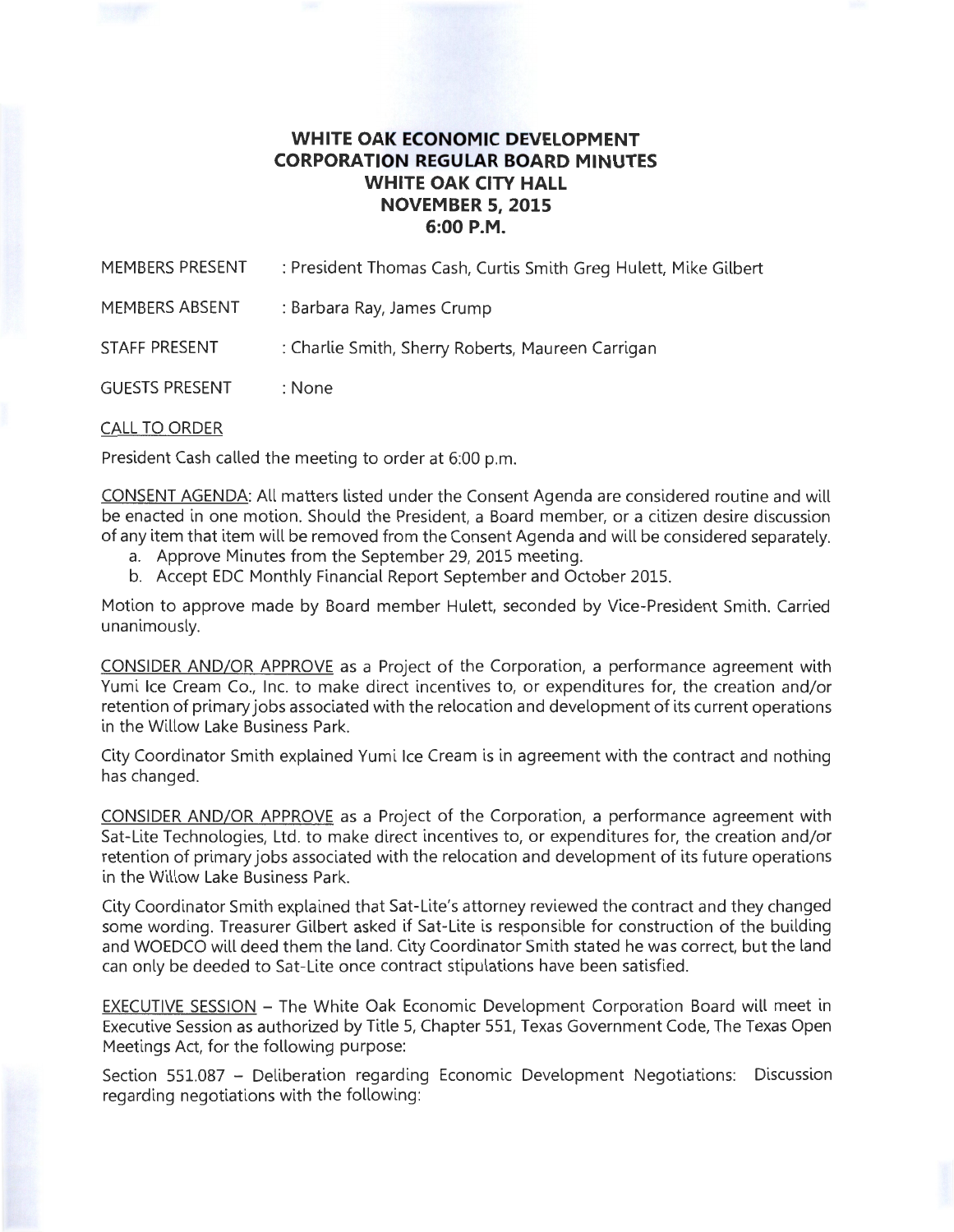# WHITE OAK ECONOMIC DEVELOPMENT CORPORATION REGULAR BOARD MINUTES
## WHITE OAK CITY HALL
## NOVEMBER 5, 2015
## 6:00 P.M.

MEMBERS PRESENT : President Thomas Cash, Curtis Smith Greg Hulett, Mike Gilbert

MEMBERS ABSENT : Barbara Ray, James Crump

STAFF PRESENT : Charlie Smith, Sherry Roberts, Maureen Carrigan

GUESTS PRESENT : None

CALL TO ORDER

President Cash called the meeting to order at 6:00 p.m.

CONSENT AGENDA: All matters listed under the Consent Agenda are considered routine and will be enacted in one motion. Should the President, a Board member, or a citizen desire discussion of any item that item will be removed from the Consent Agenda and will be considered separately.

a. Approve Minutes from the September 29, 2015 meeting.
b. Accept EDC Monthly Financial Report September and October 2015.

Motion to approve made by Board member Hulett, seconded by Vice-President Smith. Carried unanimously.

CONSIDER AND/OR APPROVE as a Project of the Corporation, a performance agreement with Yumi Ice Cream Co., Inc. to make direct incentives to, or expenditures for, the creation and/or retention of primary jobs associated with the relocation and development of its current operations in the Willow Lake Business Park.

City Coordinator Smith explained Yumi Ice Cream is in agreement with the contract and nothing has changed.

CONSIDER AND/OR APPROVE as a Project of the Corporation, a performance agreement with Sat-Lite Technologies, Ltd. to make direct incentives to, or expenditures for, the creation and/or retention of primary jobs associated with the relocation and development of its future operations in the Willow Lake Business Park.

City Coordinator Smith explained that Sat-Lite's attorney reviewed the contract and they changed some wording. Treasurer Gilbert asked if Sat-Lite is responsible for construction of the building and WOEDCO will deed them the land. City Coordinator Smith stated he was correct, but the land can only be deeded to Sat-Lite once contract stipulations have been satisfied.

EXECUTIVE SESSION – The White Oak Economic Development Corporation Board will meet in Executive Session as authorized by Title 5, Chapter 551, Texas Government Code, The Texas Open Meetings Act, for the following purpose:

Section 551.087 – Deliberation regarding Economic Development Negotiations: Discussion regarding negotiations with the following: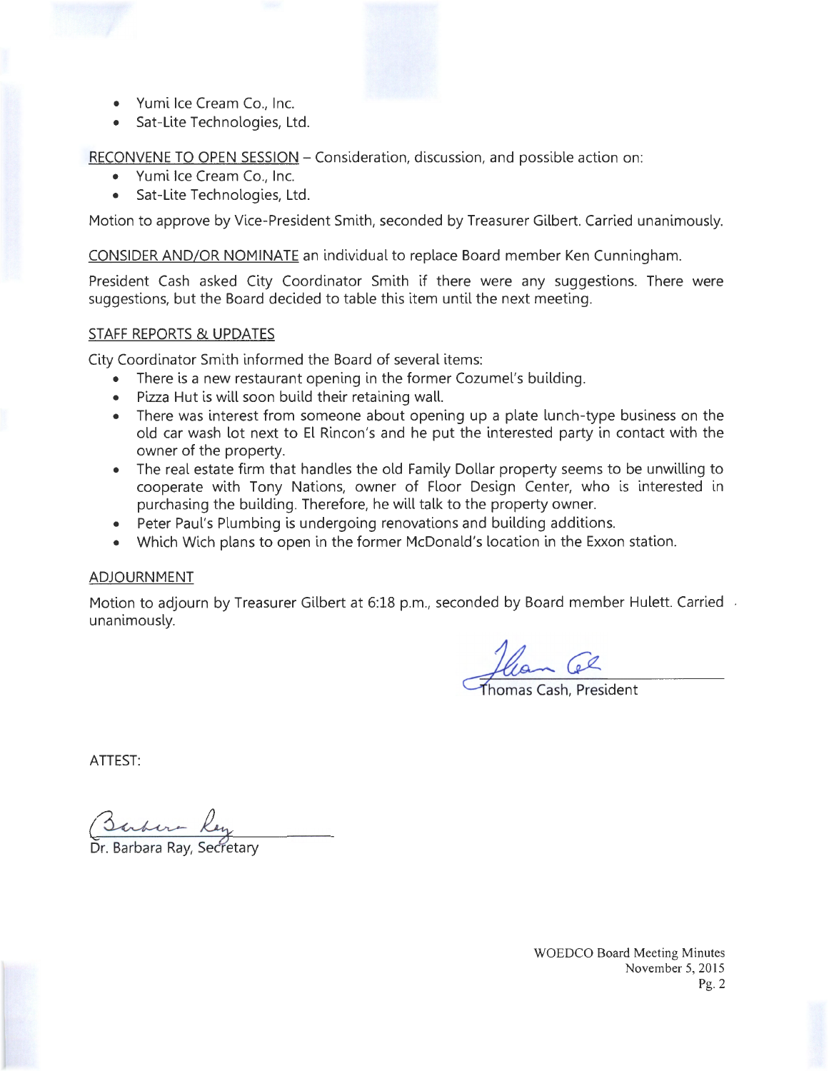- Yumi Ice Cream Co., Inc.
- Sat-Lite Technologies, Ltd.

RECONVENE TO OPEN SESSION – Consideration, discussion, and possible action on:

- Yumi Ice Cream Co., Inc.
- Sat-Lite Technologies, Ltd.

Motion to approve by Vice-President Smith, seconded by Treasurer Gilbert. Carried unanimously.

CONSIDER AND/OR NOMINATE an individual to replace Board member Ken Cunningham.

President Cash asked City Coordinator Smith if there were any suggestions. There were suggestions, but the Board decided to table this item until the next meeting.

## STAFF REPORTS & UPDATES

City Coordinator Smith informed the Board of several items:

- There is a new restaurant opening in the former Cozumel's building.
- Pizza Hut is will soon build their retaining wall.
- There was interest from someone about opening up a plate lunch-type business on the old car wash lot next to El Rincon's and he put the interested party in contact with the owner of the property.
- The real estate firm that handles the old Family Dollar property seems to be unwilling to cooperate with Tony Nations, owner of Floor Design Center, who is interested in purchasing the building. Therefore, he will talk to the property owner.
- Peter Paul's Plumbing is undergoing renovations and building additions.
- Which Wich plans to open in the former McDonald's location in the Exxon station.

## ADJOURNMENT

Motion to adjourn by Treasurer Gilbert at 6:18 p.m., seconded by Board member Hulett. Carried unanimously.

Thomas Cash, President

ATTEST:

Dr. Barbara Ray, Secretary

WOEDCO Board Meeting Minutes
November 5, 2015